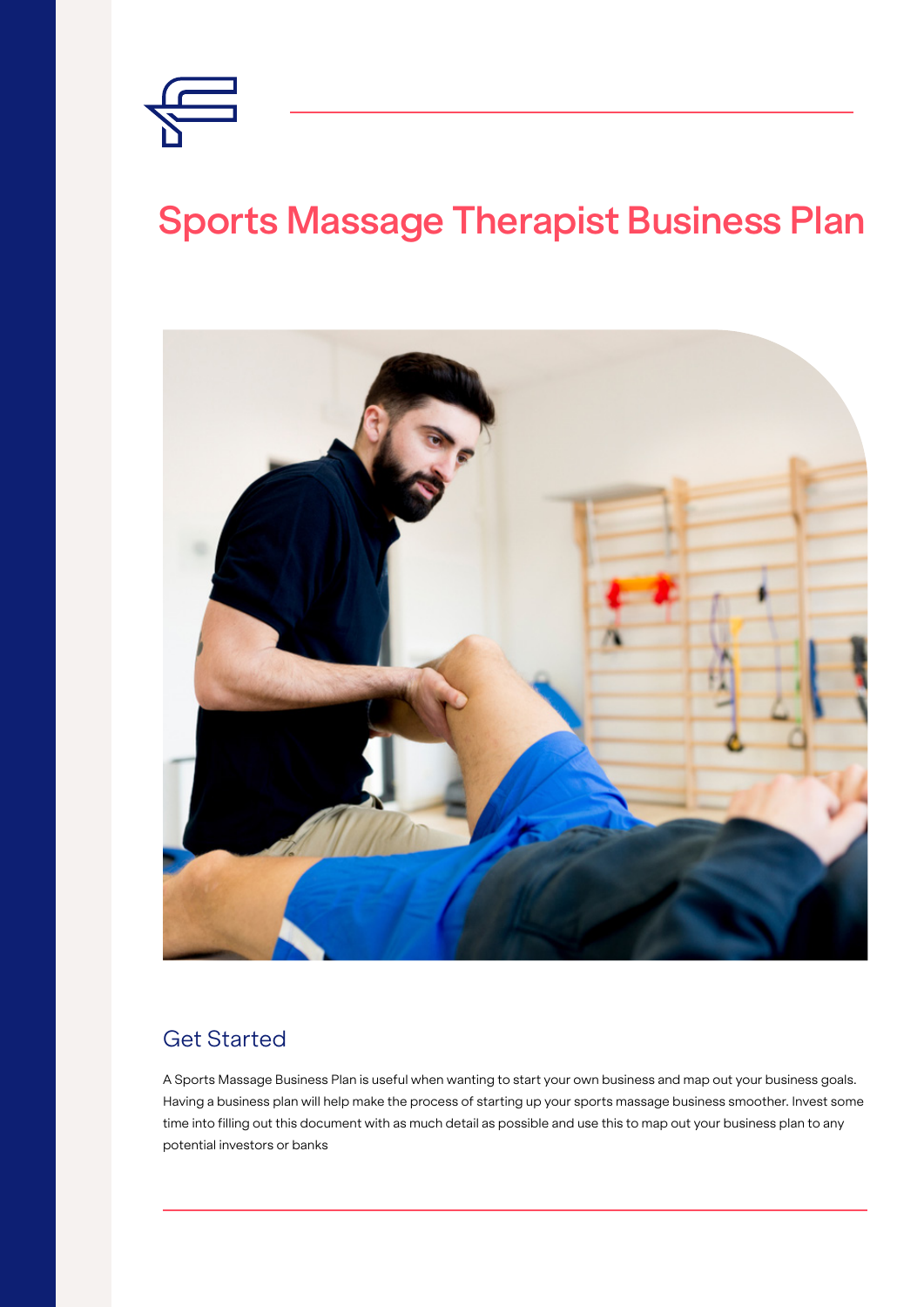# Sports Massage Therapist Business Plan

## Get Started

A Sports Massage Business Plan is useful when wanting to start your own business and map out your business goals. Having a business plan will help make the process of starting up your sports massage business smoother. Invest some time into filling out this document with as much detail as possible and use this to map out your business plan to any potential investors or banks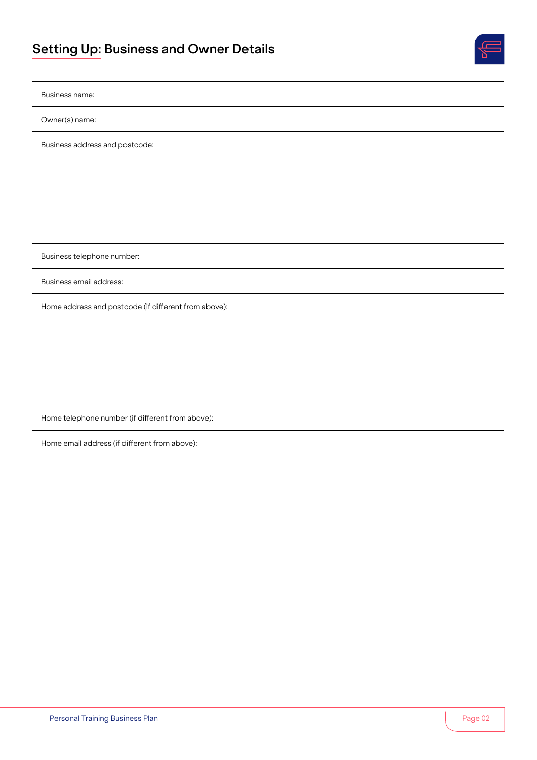## Setting Up: Business and Owner Details

| | |
|---|---|
| Business name: | |
| Owner(s) name: | |
| Business address and postcode: | |
| Business telephone number: | |
| Business email address: | |
| Home address and postcode (if different from above): | |
| Home telephone number (if different from above): | |
| Home email address (if different from above): | |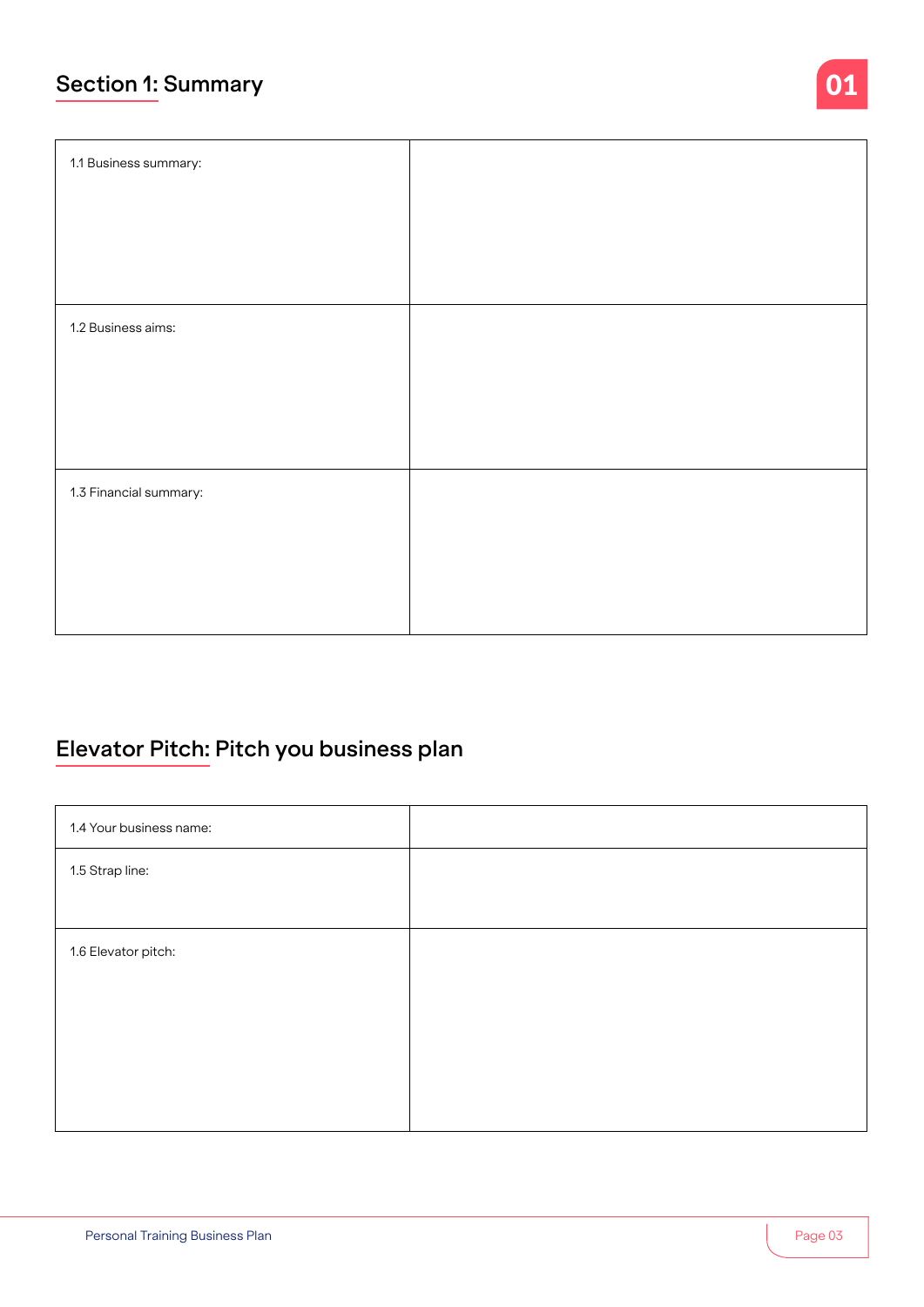## Section 1: Summary

01

| | |
|---|---|
| 1.1 Business summary: | |
| 1.2 Business aims: | |
| 1.3 Financial summary: | |

## Elevator Pitch: Pitch you business plan

| | |
|---|---|
| 1.4 Your business name: | |
| 1.5 Strap line: | |
| 1.6 Elevator pitch: | |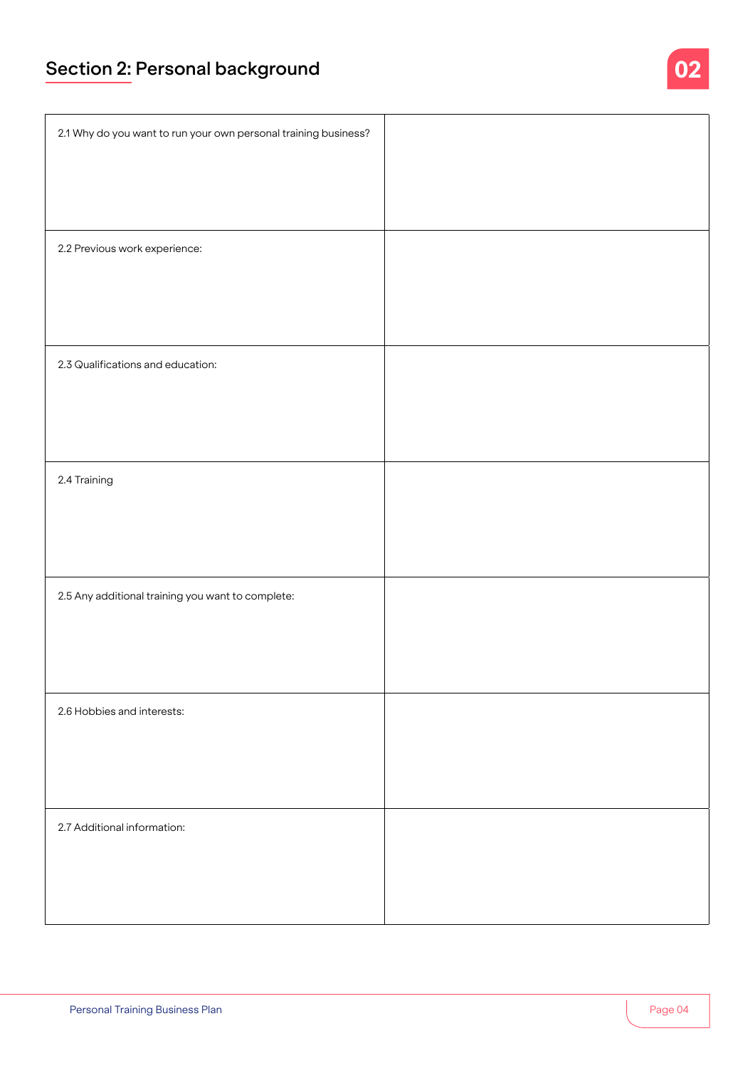## Section 2: Personal background

02

| | |
|---|---|
| 2.1 Why do you want to run your own personal training business? | |
| 2.2 Previous work experience: | |
| 2.3 Qualifications and education: | |
| 2.4 Training | |
| 2.5 Any additional training you want to complete: | |
| 2.6 Hobbies and interests: | |
| 2.7 Additional information: | |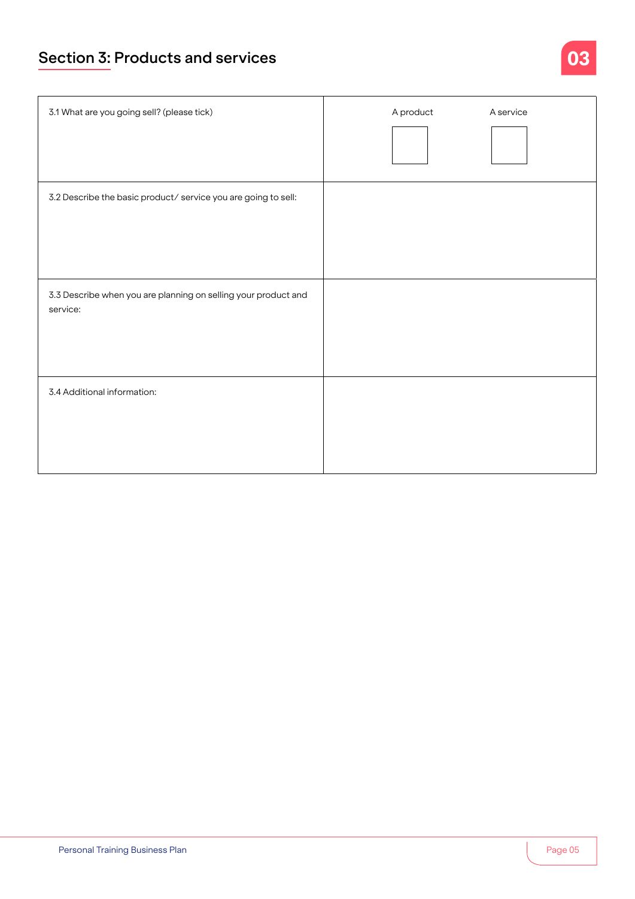## Section 3: Products and services

| | |
|---|---|
| 3.1 What are you going sell? (please tick) | A product ☐ A service ☐ |
| 3.2 Describe the basic product/ service you are going to sell: | |
| 3.3 Describe when you are planning on selling your product and service: | |
| 3.4 Additional information: | |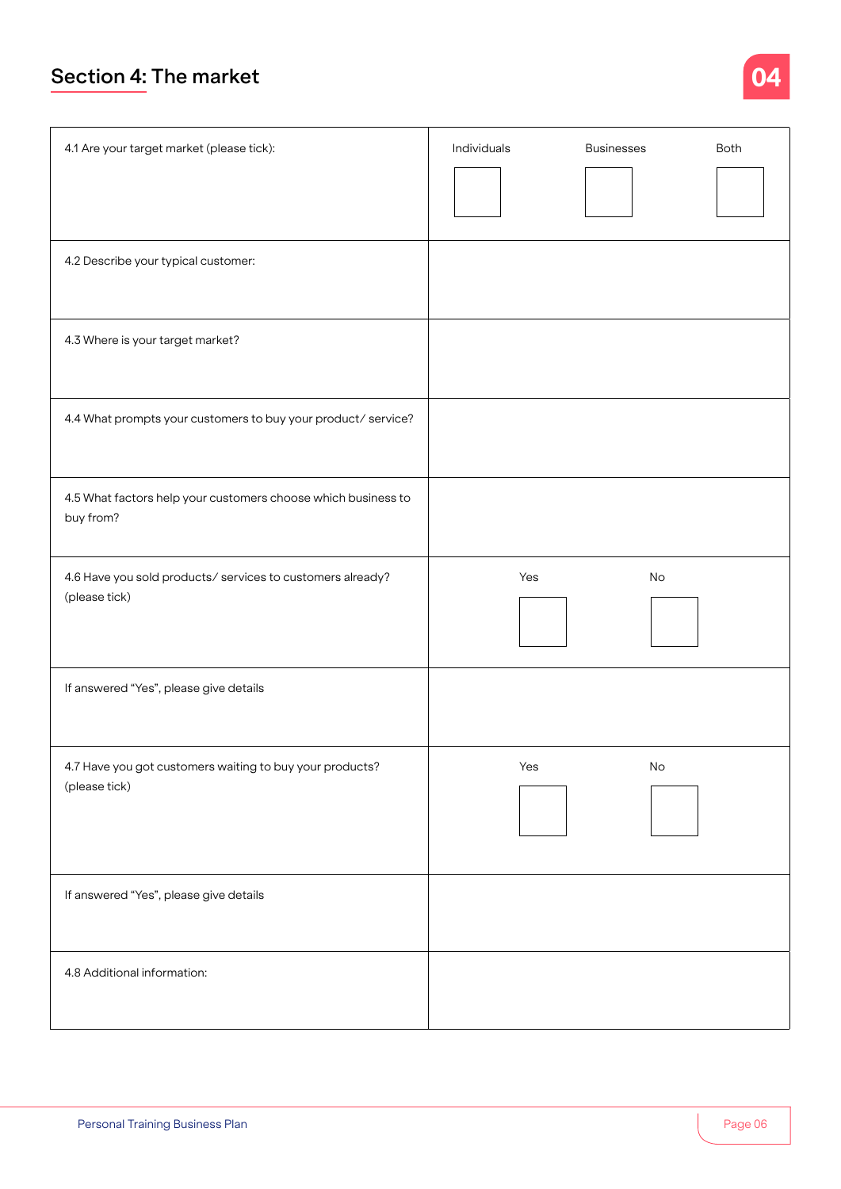## Section 4: The market

| | |
|---|---|
| 4.1 Are your target market (please tick): | Individuals ☐ Businesses ☐ Both ☐ |
| 4.2 Describe your typical customer: | |
| 4.3 Where is your target market? | |
| 4.4 What prompts your customers to buy your product/ service? | |
| 4.5 What factors help your customers choose which business to buy from? | |
| 4.6 Have you sold products/ services to customers already? (please tick) | Yes ☐ No ☐ |
| If answered "Yes", please give details | |
| 4.7 Have you got customers waiting to buy your products? (please tick) | Yes ☐ No ☐ |
| If answered "Yes", please give details | |
| 4.8 Additional information: | |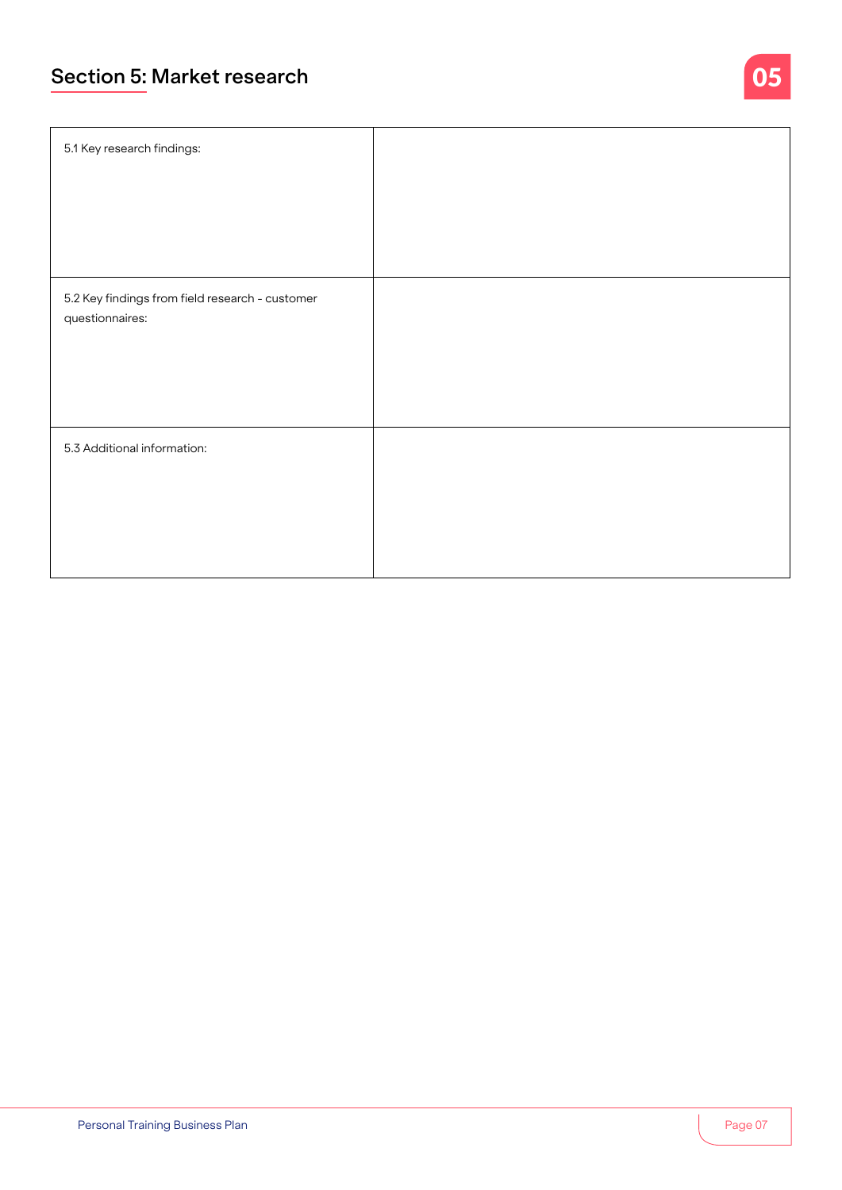## Section 5: Market research

05

| | |
|---|---|
| 5.1 Key research findings: | |
| 5.2 Key findings from field research - customer questionnaires: | |
| 5.3 Additional information: | |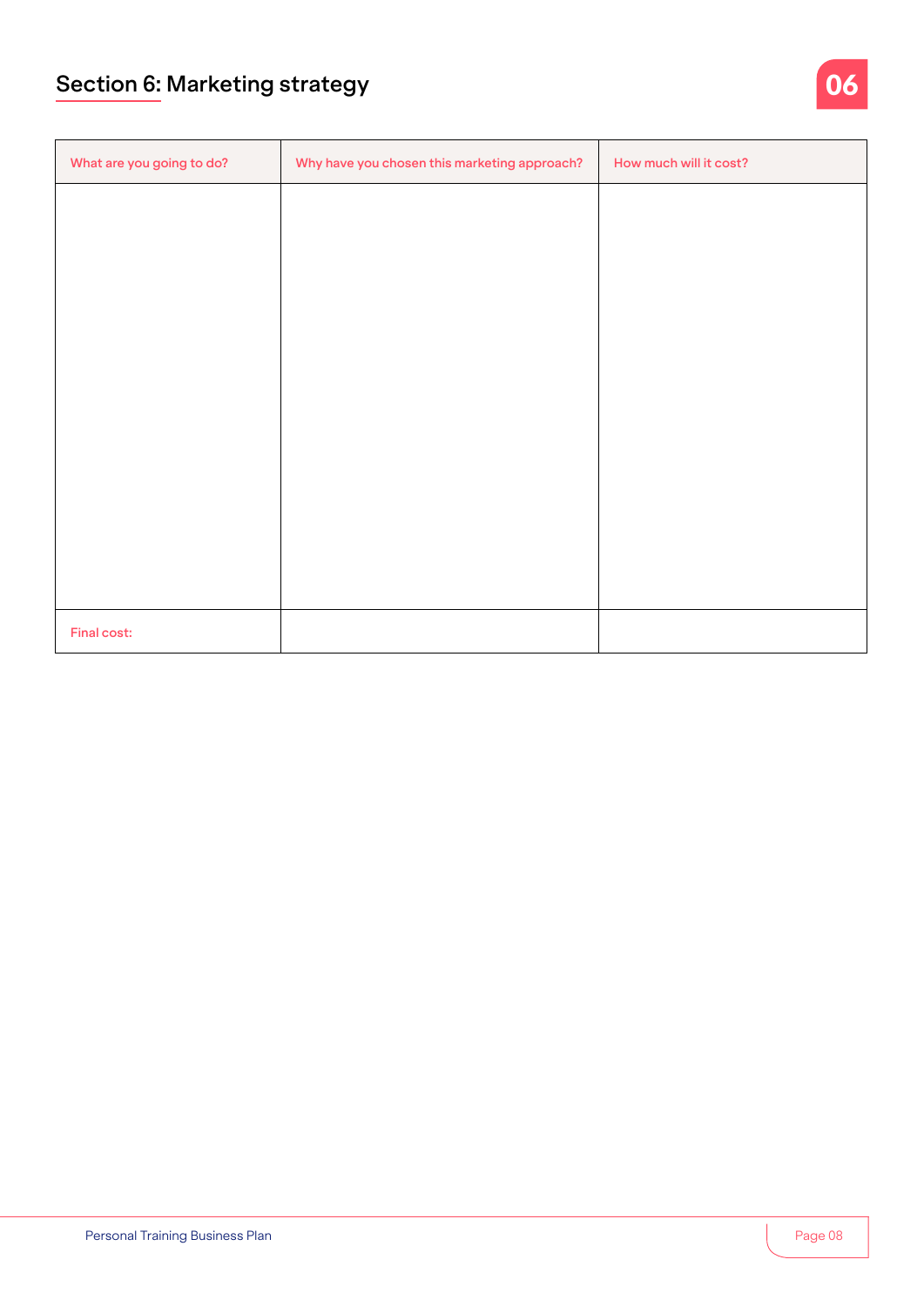## Section 6: Marketing strategy

| What are you going to do? | Why have you chosen this marketing approach? | How much will it cost? |
|---|---|---|
| | | |
| Final cost: | | |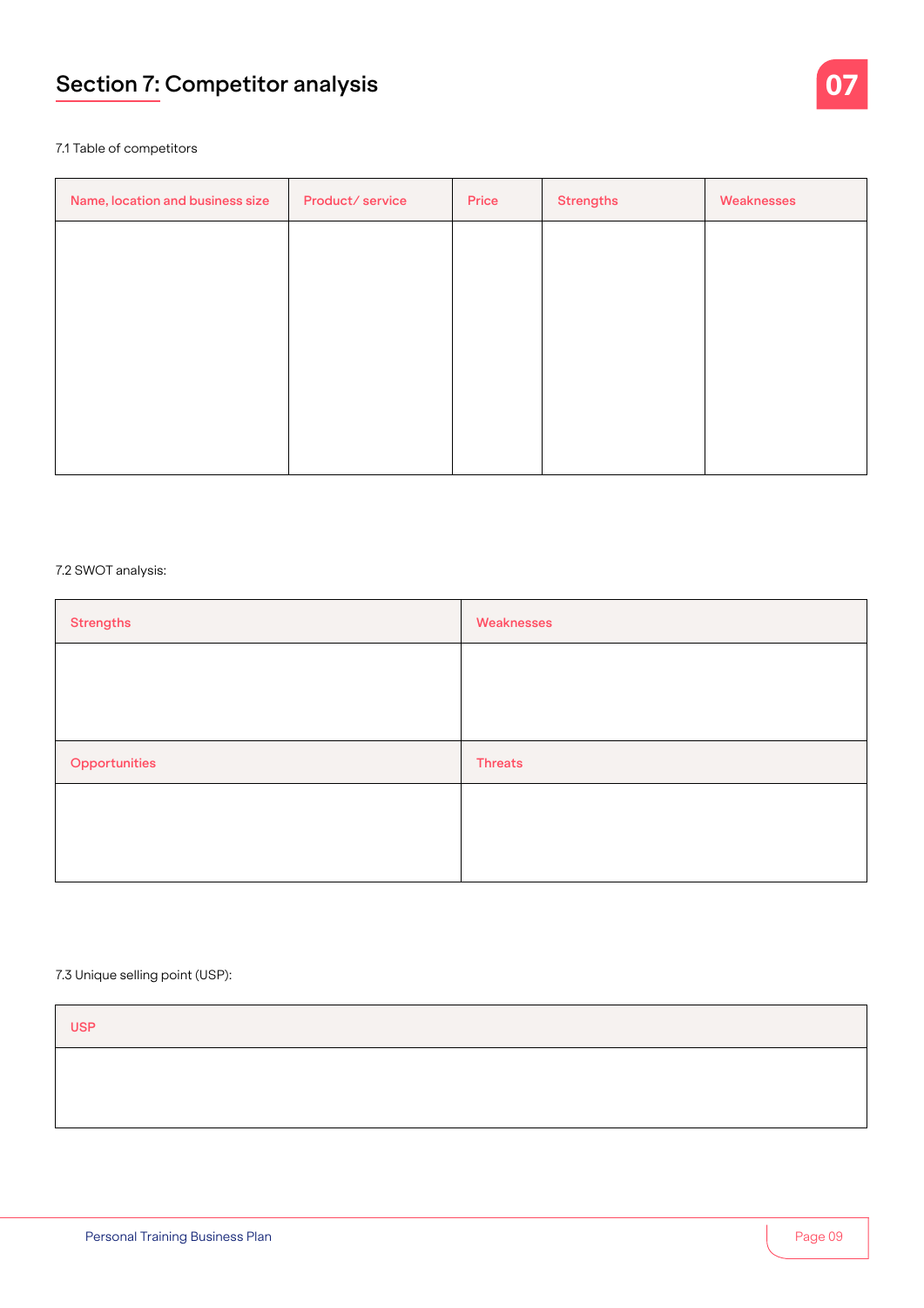# Section 7: Competitor analysis

7.1 Table of competitors

| Name, location and business size | Product/ service | Price | Strengths | Weaknesses |
|---|---|---|---|---|
| | | | | |

7.2 SWOT analysis:

| Strengths | Weaknesses |
|---|---|
| | |
| **Opportunities** | **Threats** |
| | |

7.3 Unique selling point (USP):

| USP |
|---|
| |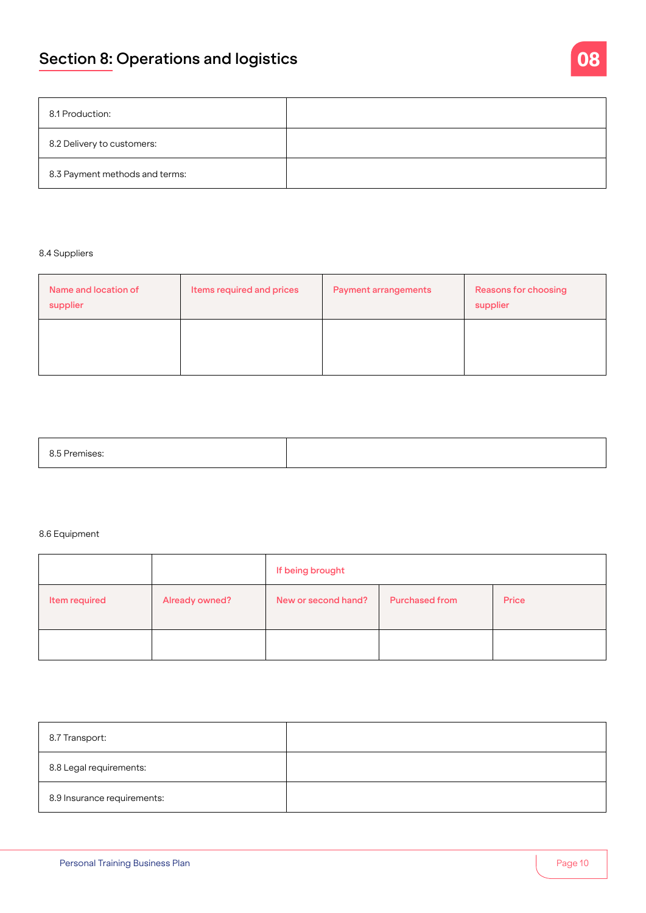## Section 8: Operations and logistics

08

| 8.1 Production: | |
|---|---|
| 8.2 Delivery to customers: | |
| 8.3 Payment methods and terms: | |

8.4 Suppliers

| Name and location of supplier | Items required and prices | Payment arrangements | Reasons for choosing supplier |
|---|---|---|---|
| | | | |

| 8.5 Premises: | |
|---|---|

8.6 Equipment

| | | If being brought | | |
|---|---|---|---|---|
| Item required | Already owned? | New or second hand? | Purchased from | Price |
| | | | | |

| 8.7 Transport: | |
|---|---|
| 8.8 Legal requirements: | |
| 8.9 Insurance requirements: | |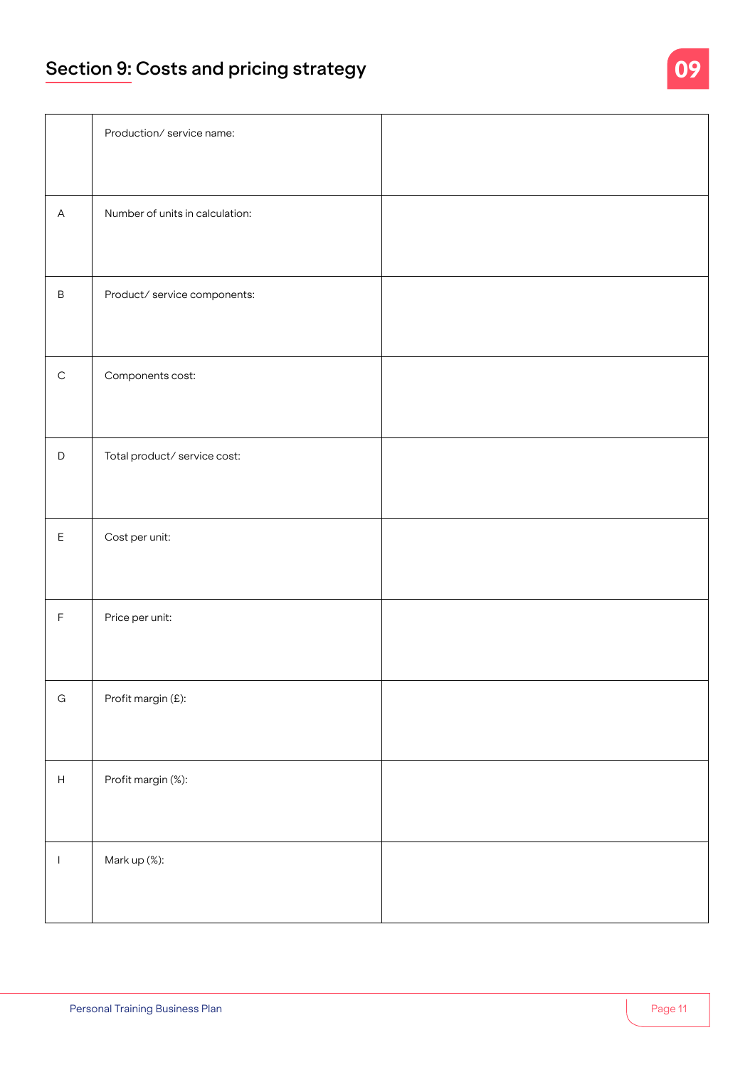## Section 9: Costs and pricing strategy

09

| | | |
|---|---|---|
| | Production/ service name: | |
| A | Number of units in calculation: | |
| B | Product/ service components: | |
| C | Components cost: | |
| D | Total product/ service cost: | |
| E | Cost per unit: | |
| F | Price per unit: | |
| G | Profit margin (£): | |
| H | Profit margin (%): | |
| I | Mark up (%): | |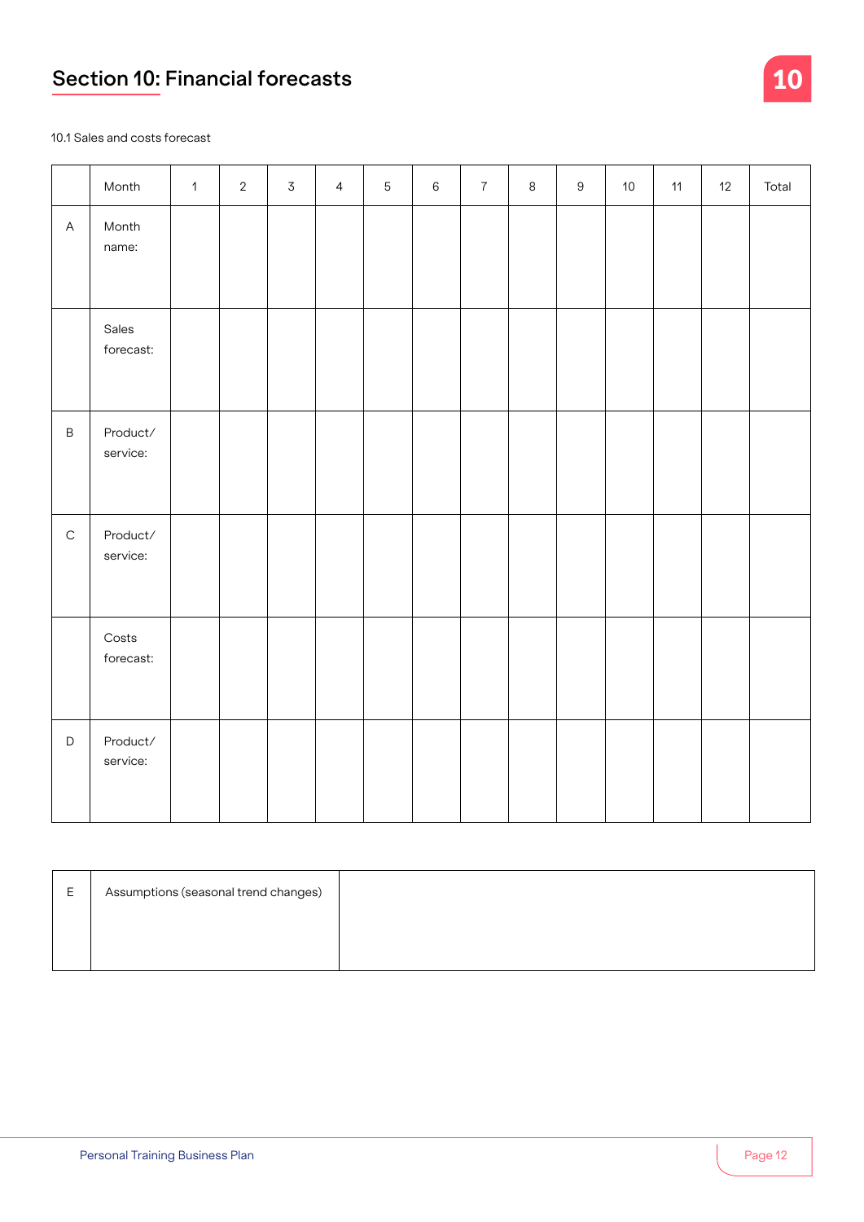## Section 10: Financial forecasts

10.1 Sales and costs forecast

| | Month | 1 | 2 | 3 | 4 | 5 | 6 | 7 | 8 | 9 | 10 | 11 | 12 | Total |
|---|---|---|---|---|---|---|---|---|---|---|---|---|---|---|
| A | Month name: | | | | | | | | | | | | | |
| | Sales forecast: | | | | | | | | | | | | | |
| B | Product/ service: | | | | | | | | | | | | | |
| C | Product/ service: | | | | | | | | | | | | | |
| | Costs forecast: | | | | | | | | | | | | | |
| D | Product/ service: | | | | | | | | | | | | | |

| E | Assumptions (seasonal trend changes) | |
|---|---|---|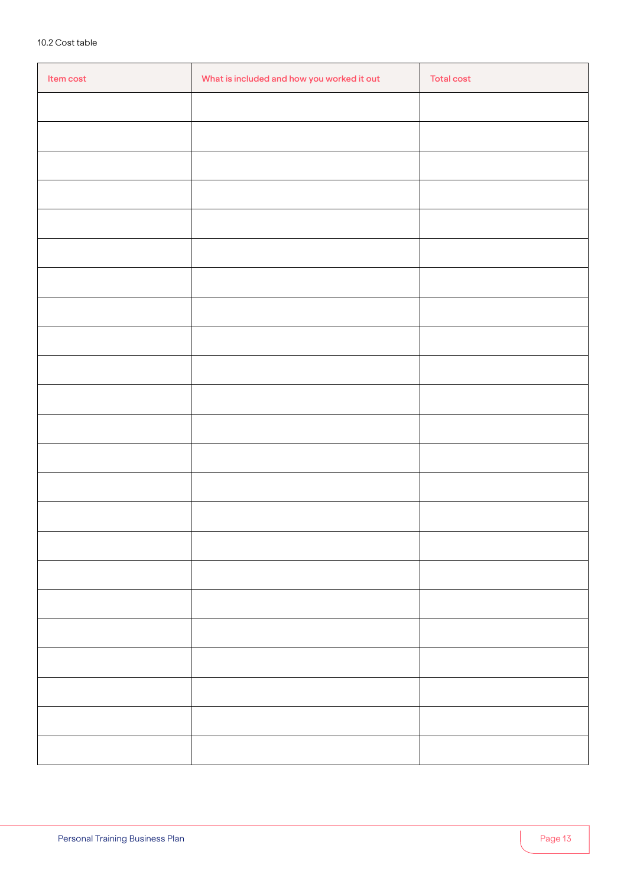10.2 Cost table

| Item cost | What is included and how you worked it out | Total cost |
|---|---|---|
| | | |
| | | |
| | | |
| | | |
| | | |
| | | |
| | | |
| | | |
| | | |
| | | |
| | | |
| | | |
| | | |
| | | |
| | | |
| | | |
| | | |
| | | |
| | | |
| | | |
| | | |
| | | |
| | | |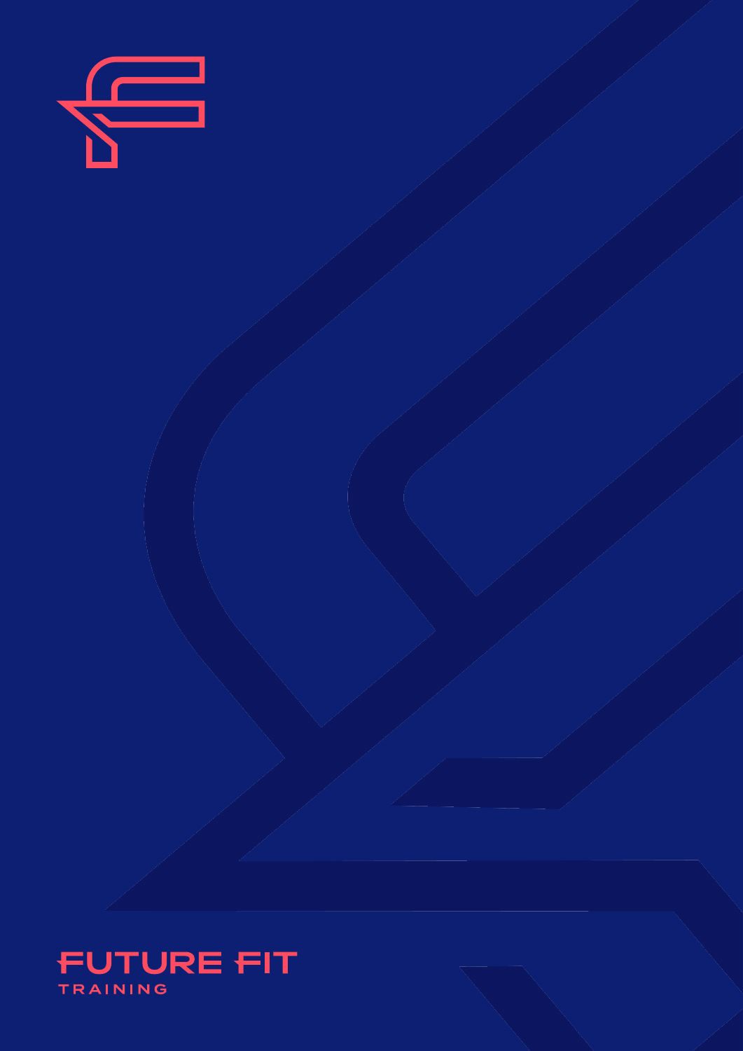FUTURE FIT

TRAINING